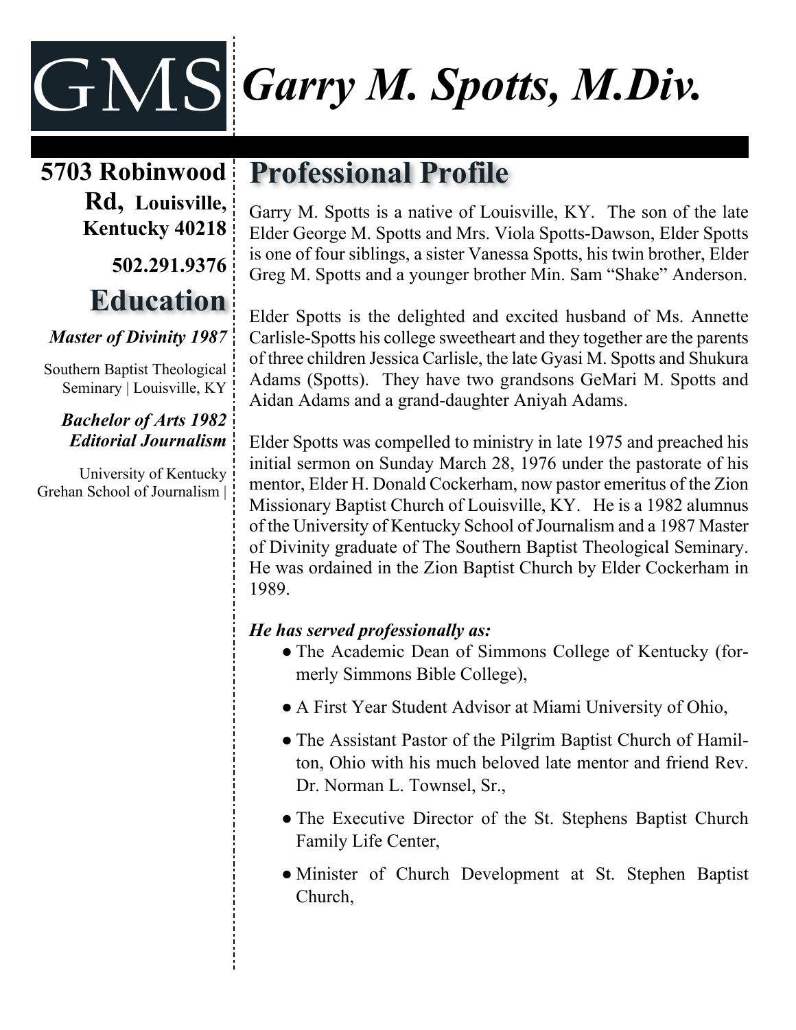GMS

# *Garry M. Spotts, M.Div.*

**5703 Robinwood Rd, Louisville, Kentucky 40218**

**502.291.9376**

## Education

***Master of Divinity 1987***

Southern Baptist Theological Seminary | Louisville, KY

***Bachelor of Arts 1982***
***Editorial Journalism***

University of Kentucky
Grehan School of Journalism |

## Professional Profile

Garry M. Spotts is a native of Louisville, KY. The son of the late Elder George M. Spotts and Mrs. Viola Spotts-Dawson, Elder Spotts is one of four siblings, a sister Vanessa Spotts, his twin brother, Elder Greg M. Spotts and a younger brother Min. Sam "Shake" Anderson.

Elder Spotts is the delighted and excited husband of Ms. Annette Carlisle-Spotts his college sweetheart and they together are the parents of three children Jessica Carlisle, the late Gyasi M. Spotts and Shukura Adams (Spotts). They have two grandsons GeMari M. Spotts and Aidan Adams and a grand-daughter Aniyah Adams.

Elder Spotts was compelled to ministry in late 1975 and preached his initial sermon on Sunday March 28, 1976 under the pastorate of his mentor, Elder H. Donald Cockerham, now pastor emeritus of the Zion Missionary Baptist Church of Louisville, KY. He is a 1982 alumnus of the University of Kentucky School of Journalism and a 1987 Master of Divinity graduate of The Southern Baptist Theological Seminary. He was ordained in the Zion Baptist Church by Elder Cockerham in 1989.

***He has served professionally as:***

- The Academic Dean of Simmons College of Kentucky (formerly Simmons Bible College),
- A First Year Student Advisor at Miami University of Ohio,
- The Assistant Pastor of the Pilgrim Baptist Church of Hamilton, Ohio with his much beloved late mentor and friend Rev. Dr. Norman L. Townsel, Sr.,
- The Executive Director of the St. Stephens Baptist Church Family Life Center,
- Minister of Church Development at St. Stephen Baptist Church,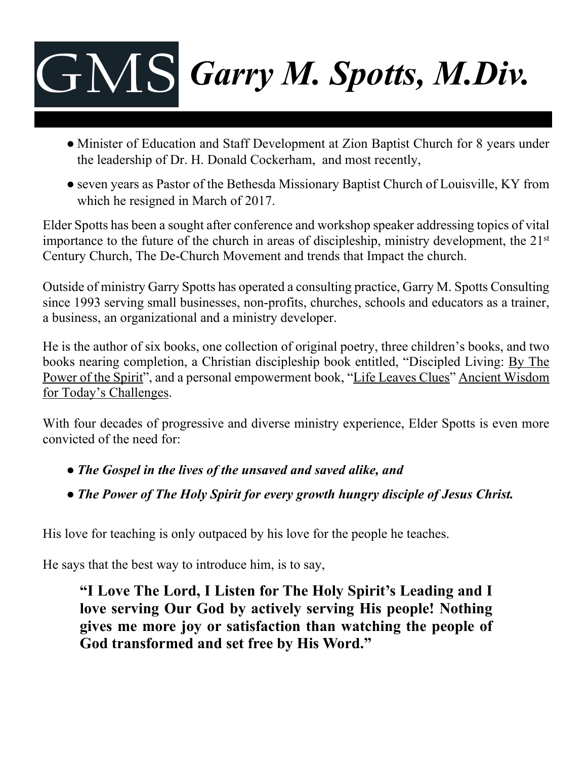# GMS *Garry M. Spotts, M.Div.*

- Minister of Education and Staff Development at Zion Baptist Church for 8 years under the leadership of Dr. H. Donald Cockerham, and most recently,
- seven years as Pastor of the Bethesda Missionary Baptist Church of Louisville, KY from which he resigned in March of 2017.

Elder Spotts has been a sought after conference and workshop speaker addressing topics of vital importance to the future of the church in areas of discipleship, ministry development, the 21st Century Church, The De-Church Movement and trends that Impact the church.

Outside of ministry Garry Spotts has operated a consulting practice, Garry M. Spotts Consulting since 1993 serving small businesses, non-profits, churches, schools and educators as a trainer, a business, an organizational and a ministry developer.

He is the author of six books, one collection of original poetry, three children's books, and two books nearing completion, a Christian discipleship book entitled, "Discipled Living: By The Power of the Spirit", and a personal empowerment book, "Life Leaves Clues" Ancient Wisdom for Today's Challenges.

With four decades of progressive and diverse ministry experience, Elder Spotts is even more convicted of the need for:

- ***The Gospel in the lives of the unsaved and saved alike, and***
- ***The Power of The Holy Spirit for every growth hungry disciple of Jesus Christ.***

His love for teaching is only outpaced by his love for the people he teaches.

He says that the best way to introduce him, is to say,

> **"I Love The Lord, I Listen for The Holy Spirit's Leading and I love serving Our God by actively serving His people! Nothing gives me more joy or satisfaction than watching the people of God transformed and set free by His Word."**